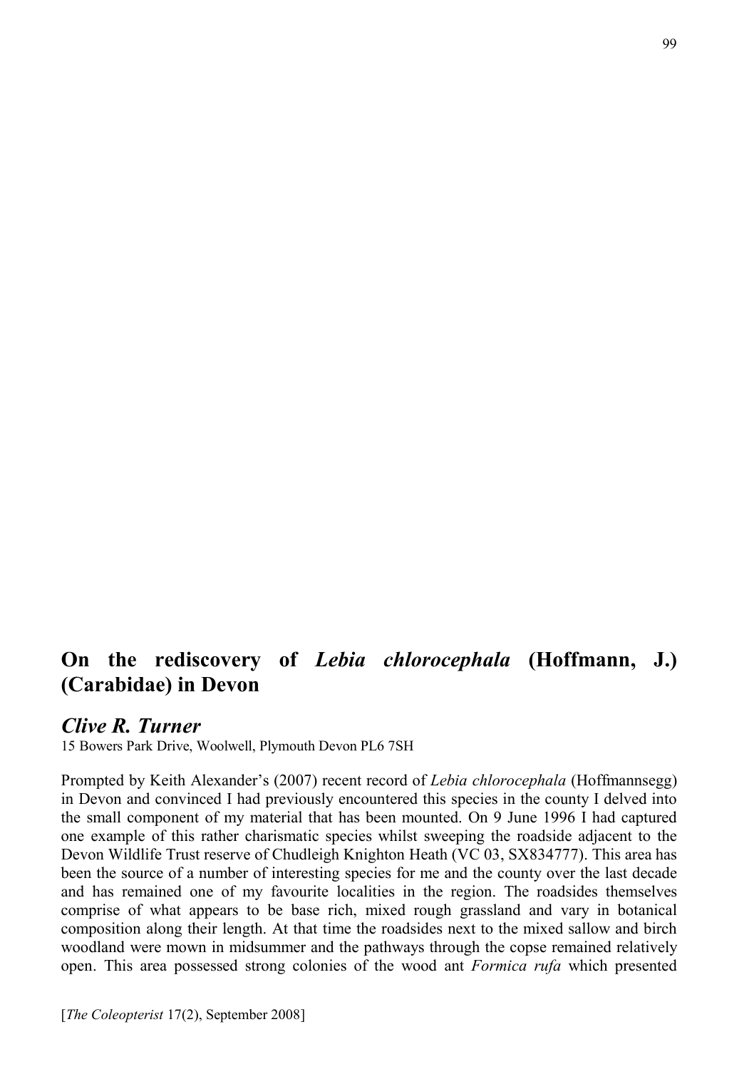# On the rediscovery of *Lebia chlorocephala* (Hoffmann, J.) (Carabidae) in Devon

## *Clive R. Turner*

15 Bowers Park Drive, Woolwell, Plymouth Devon PL6 7SH

Prompted by Keith Alexander's (2007) recent record of *Lebia chlorocephala* (Hoffmannsegg) in Devon and convinced I had previously encountered this species in the county I delved into the small component of my material that has been mounted. On 9 June 1996 I had captured one example of this rather charismatic species whilst sweeping the roadside adjacent to the Devon Wildlife Trust reserve of Chudleigh Knighton Heath (VC 03, SX834777). This area has been the source of a number of interesting species for me and the county over the last decade and has remained one of my favourite localities in the region. The roadsides themselves comprise of what appears to be base rich, mixed rough grassland and vary in botanical composition along their length. At that time the roadsides next to the mixed sallow and birch woodland were mown in midsummer and the pathways through the copse remained relatively open. This area possessed strong colonies of the wood ant *Formica rufa* which presented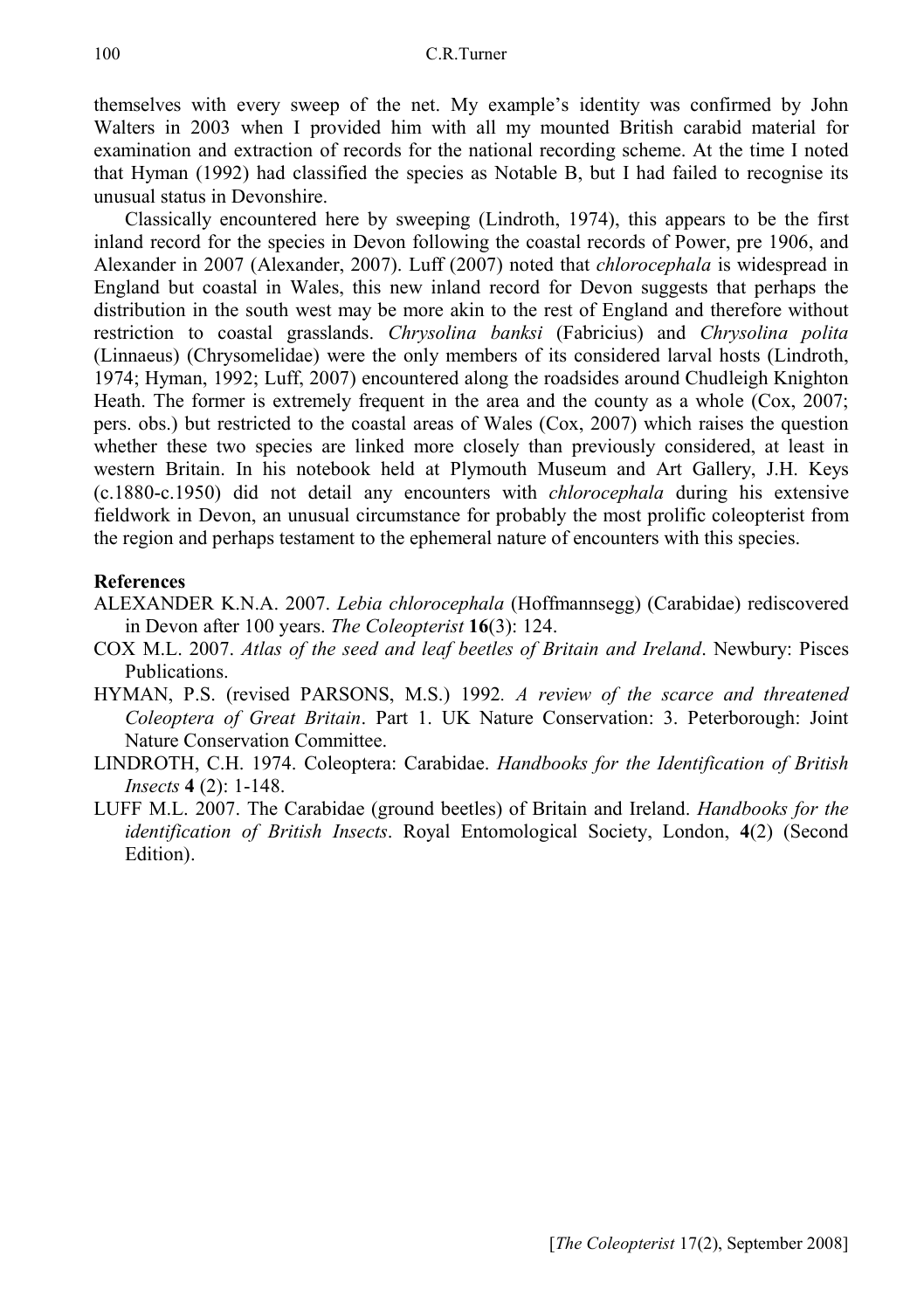themselves with every sweep of the net. My example's identity was confirmed by John Walters in 2003 when I provided him with all my mounted British carabid material for examination and extraction of records for the national recording scheme. At the time I noted that Hyman (1992) had classified the species as Notable B, but I had failed to recognise its unusual status in Devonshire.

Classically encountered here by sweeping (Lindroth, 1974), this appears to be the first inland record for the species in Devon following the coastal records of Power, pre 1906, and Alexander in 2007 (Alexander, 2007). Luff (2007) noted that *chlorocephala* is widespread in England but coastal in Wales, this new inland record for Devon suggests that perhaps the distribution in the south west may be more akin to the rest of England and therefore without restriction to coastal grasslands. *Chrysolina banksi* (Fabricius) and *Chrysolina polita* (Linnaeus) (Chrysomelidae) were the only members of its considered larval hosts (Lindroth, 1974; Hyman, 1992; Luff, 2007) encountered along the roadsides around Chudleigh Knighton Heath. The former is extremely frequent in the area and the county as a whole (Cox, 2007; pers. obs.) but restricted to the coastal areas of Wales (Cox, 2007) which raises the question whether these two species are linked more closely than previously considered, at least in western Britain. In his notebook held at Plymouth Museum and Art Gallery, J.H. Keys (c.1880-c.1950) did not detail any encounters with *chlorocephala* during his extensive fieldwork in Devon, an unusual circumstance for probably the most prolific coleopterist from the region and perhaps testament to the ephemeral nature of encounters with this species.

**References**

ALEXANDER K.N.A. 2007. *Lebia chlorocephala* (Hoffmannsegg) (Carabidae) rediscovered in Devon after 100 years. *The Coleopterist* **16**(3): 124.

COX M.L. 2007. *Atlas of the seed and leaf beetles of Britain and Ireland*. Newbury: Pisces Publications.

HYMAN, P.S. (revised PARSONS, M.S.) 1992. *A review of the scarce and threatened Coleoptera of Great Britain*. Part 1. UK Nature Conservation: 3. Peterborough: Joint Nature Conservation Committee.

LINDROTH, C.H. 1974. Coleoptera: Carabidae. *Handbooks for the Identification of British Insects* **4** (2): 1-148.

LUFF M.L. 2007. The Carabidae (ground beetles) of Britain and Ireland. *Handbooks for the identification of British Insects*. Royal Entomological Society, London, **4**(2) (Second Edition).